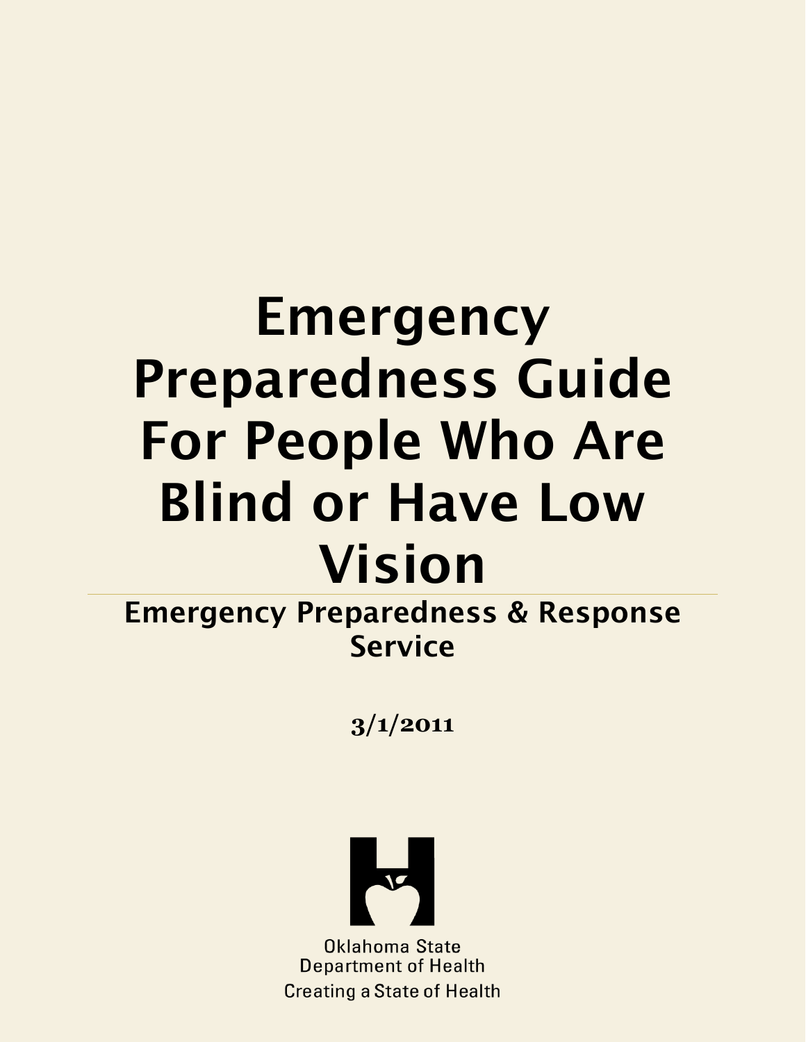# Emergency Preparedness Guide For People Who Are Blind or Have Low Vision

## Emergency Preparedness & Response Service

**3/1/2011**

Oklahoma State Department of Health
Creating a State of Health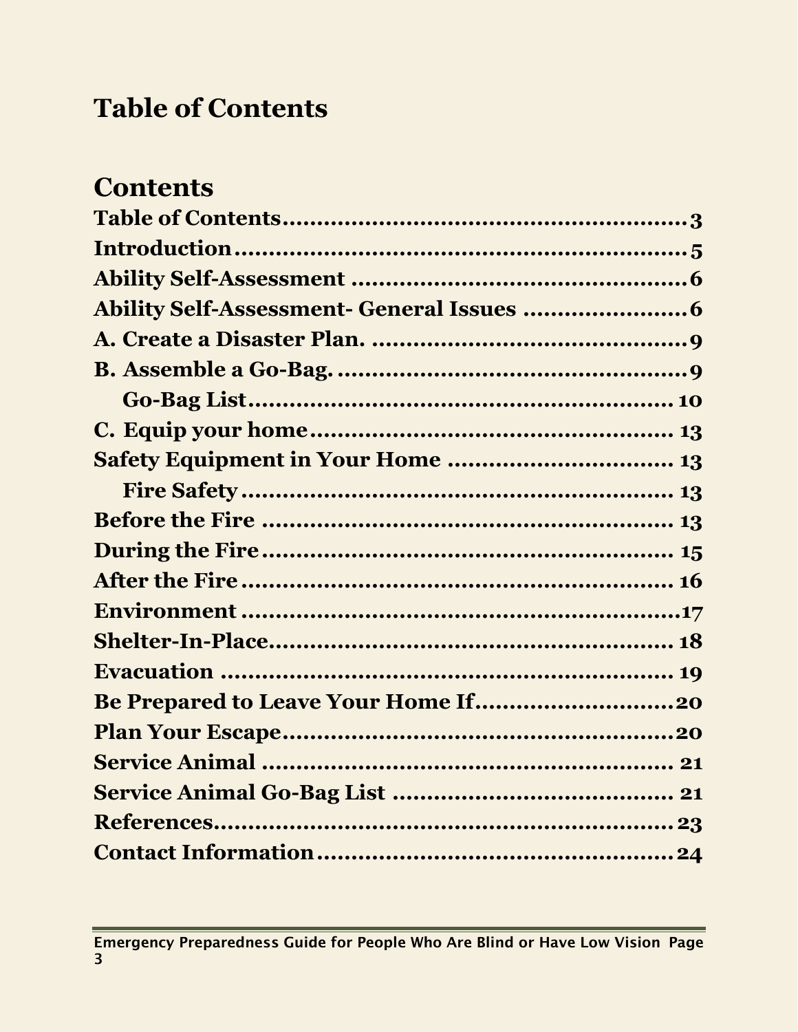# Table of Contents

## Contents

**Table of Contents**........................................................3
**Introduction**..............................................................5
**Ability Self-Assessment** ..............................................6
**Ability Self-Assessment- General Issues** ......................6
**A. Create a Disaster Plan.** ...........................................9
**B. Assemble a Go-Bag.** ..................................................9
  **Go-Bag List**.............................................................10
**C. Equip your home**...................................................13
**Safety Equipment in Your Home** ................................13
  **Fire Safety**..............................................................13
**Before the Fire** ...........................................................13
**During the Fire**..........................................................15
**After the Fire**.............................................................16
**Environment** ..............................................................17
**Shelter-In-Place**.........................................................18
**Evacuation** ................................................................19
**Be Prepared to Leave Your Home If**...........................20
**Plan Your Escape**........................................................20
**Service Animal** ..........................................................21
**Service Animal Go-Bag List** .......................................21
**References**.................................................................23
**Contact Information**...................................................24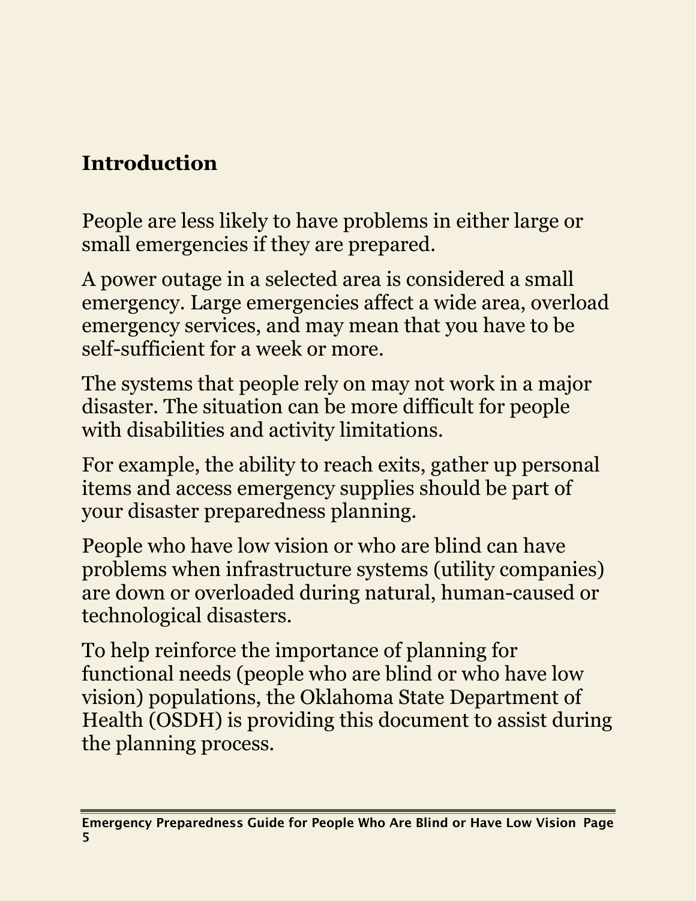## Introduction

People are less likely to have problems in either large or small emergencies if they are prepared.

A power outage in a selected area is considered a small emergency. Large emergencies affect a wide area, overload emergency services, and may mean that you have to be self-sufficient for a week or more.

The systems that people rely on may not work in a major disaster. The situation can be more difficult for people with disabilities and activity limitations.

For example, the ability to reach exits, gather up personal items and access emergency supplies should be part of your disaster preparedness planning.

People who have low vision or who are blind can have problems when infrastructure systems (utility companies) are down or overloaded during natural, human-caused or technological disasters.

To help reinforce the importance of planning for functional needs (people who are blind or who have low vision) populations, the Oklahoma State Department of Health (OSDH) is providing this document to assist during the planning process.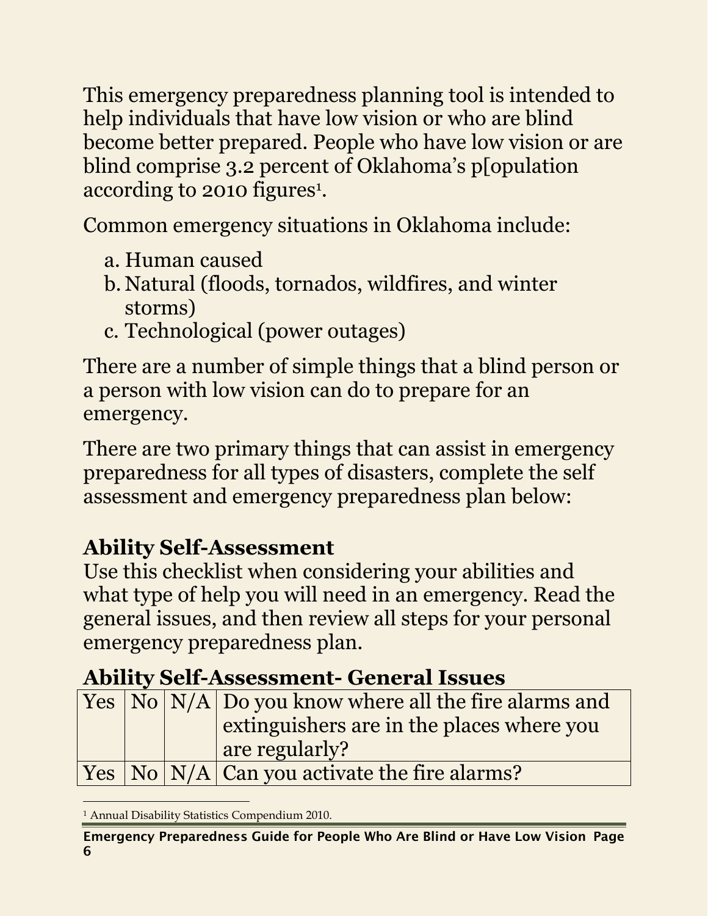This emergency preparedness planning tool is intended to help individuals that have low vision or who are blind become better prepared. People who have low vision or are blind comprise 3.2 percent of Oklahoma's p[opulation according to 2010 figures[1].

Common emergency situations in Oklahoma include:

a. Human caused
b. Natural (floods, tornados, wildfires, and winter storms)
c. Technological (power outages)

There are a number of simple things that a blind person or a person with low vision can do to prepare for an emergency.

There are two primary things that can assist in emergency preparedness for all types of disasters, complete the self assessment and emergency preparedness plan below:

## Ability Self-Assessment

Use this checklist when considering your abilities and what type of help you will need in an emergency. Read the general issues, and then review all steps for your personal emergency preparedness plan.

## Ability Self-Assessment- General Issues

| | | | |
|---|---|---|---|
| Yes | No | N/A | Do you know where all the fire alarms and extinguishers are in the places where you are regularly? |
| Yes | No | N/A | Can you activate the fire alarms? |

[1] Annual Disability Statistics Compendium 2010.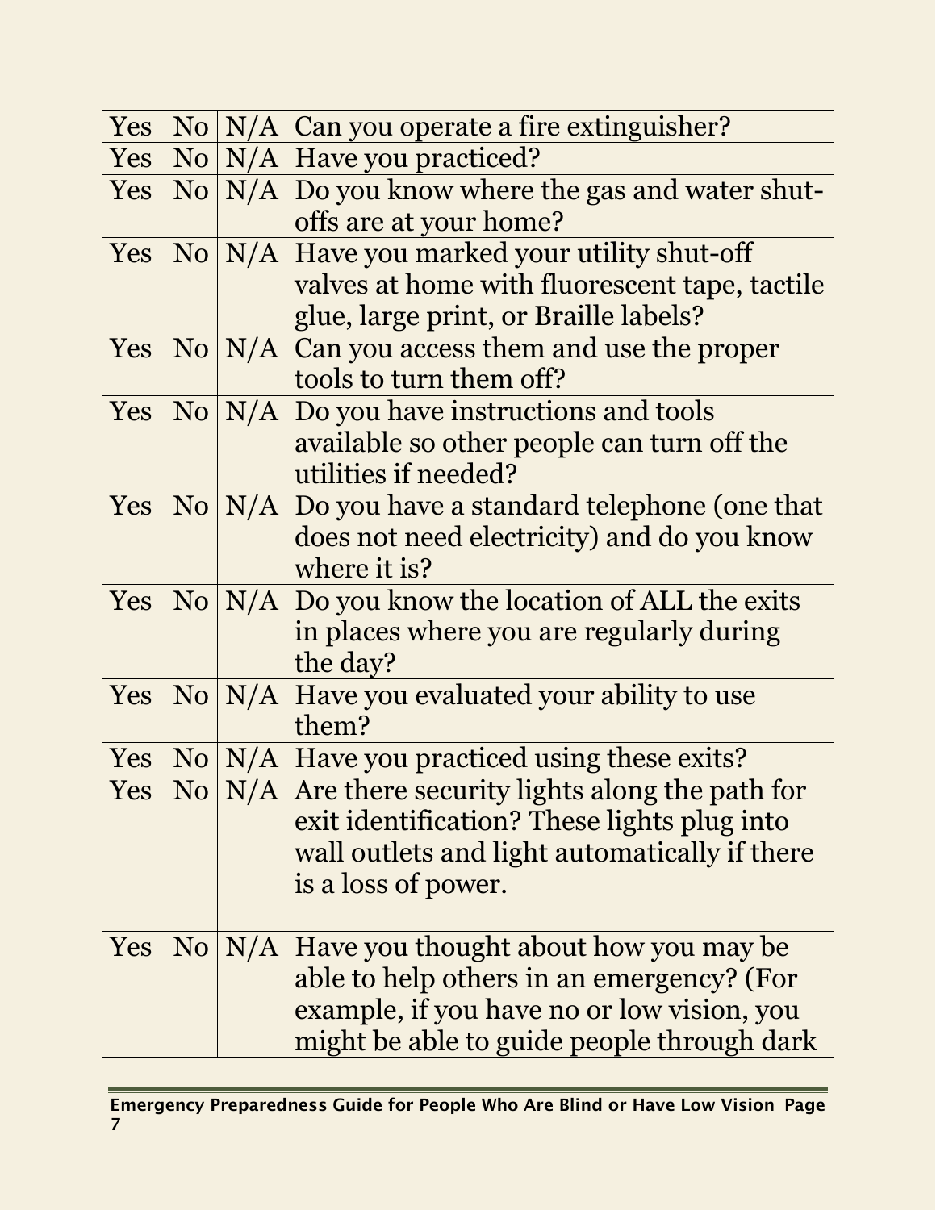| Yes | No | N/A | Can you operate a fire extinguisher? |
|---|---|---|---|
| Yes | No | N/A | Have you practiced? |
| Yes | No | N/A | Do you know where the gas and water shut-offs are at your home? |
| Yes | No | N/A | Have you marked your utility shut-off valves at home with fluorescent tape, tactile glue, large print, or Braille labels? |
| Yes | No | N/A | Can you access them and use the proper tools to turn them off? |
| Yes | No | N/A | Do you have instructions and tools available so other people can turn off the utilities if needed? |
| Yes | No | N/A | Do you have a standard telephone (one that does not need electricity) and do you know where it is? |
| Yes | No | N/A | Do you know the location of ALL the exits in places where you are regularly during the day? |
| Yes | No | N/A | Have you evaluated your ability to use them? |
| Yes | No | N/A | Have you practiced using these exits? |
| Yes | No | N/A | Are there security lights along the path for exit identification? These lights plug into wall outlets and light automatically if there is a loss of power. |
| Yes | No | N/A | Have you thought about how you may be able to help others in an emergency? (For example, if you have no or low vision, you might be able to guide people through dark |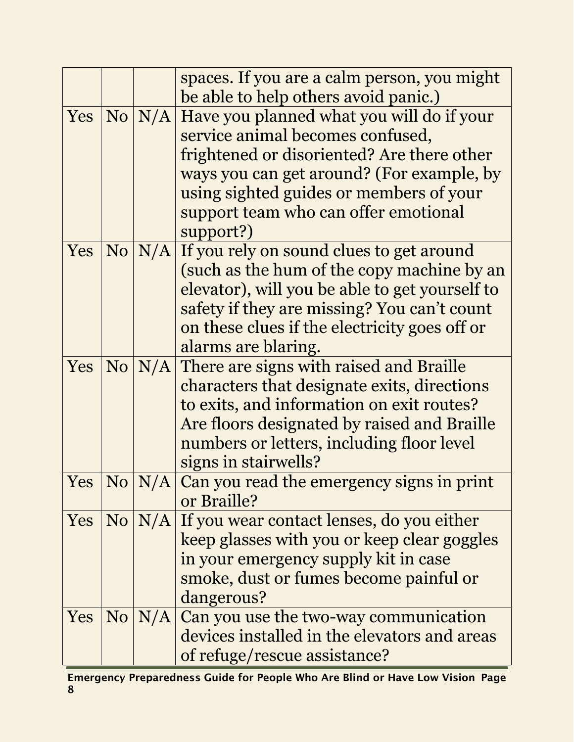| | | | |
|---|---|---|---|
| | | | spaces. If you are a calm person, you might be able to help others avoid panic.) |
| Yes | No | N/A | Have you planned what you will do if your service animal becomes confused, frightened or disoriented? Are there other ways you can get around? (For example, by using sighted guides or members of your support team who can offer emotional support?) |
| Yes | No | N/A | If you rely on sound clues to get around (such as the hum of the copy machine by an elevator), will you be able to get yourself to safety if they are missing? You can't count on these clues if the electricity goes off or alarms are blaring. |
| Yes | No | N/A | There are signs with raised and Braille characters that designate exits, directions to exits, and information on exit routes? Are floors designated by raised and Braille numbers or letters, including floor level signs in stairwells? |
| Yes | No | N/A | Can you read the emergency signs in print or Braille? |
| Yes | No | N/A | If you wear contact lenses, do you either keep glasses with you or keep clear goggles in your emergency supply kit in case smoke, dust or fumes become painful or dangerous? |
| Yes | No | N/A | Can you use the two-way communication devices installed in the elevators and areas of refuge/rescue assistance? |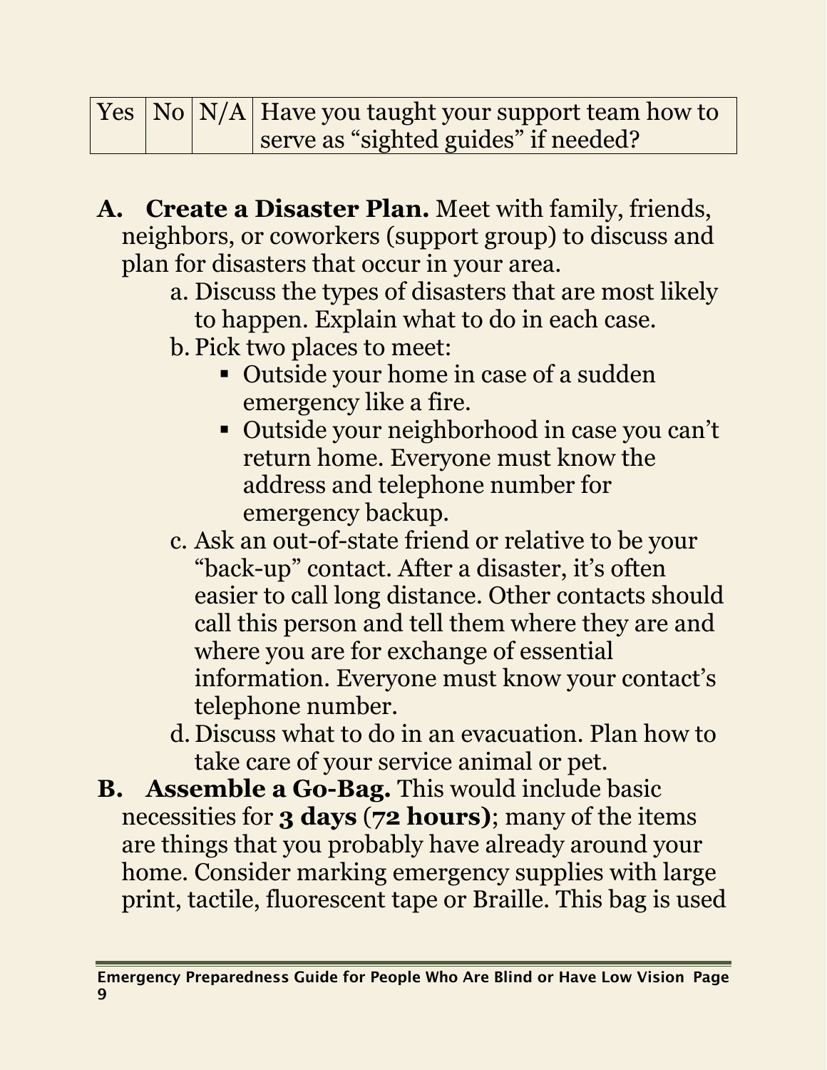| Yes | No | N/A | Have you taught your support team how to serve as “sighted guides” if needed? |
|---|---|---|---|

**A. Create a Disaster Plan.** Meet with family, friends, neighbors, or coworkers (support group) to discuss and plan for disasters that occur in your area.

a. Discuss the types of disasters that are most likely to happen. Explain what to do in each case.

b. Pick two places to meet:
   - Outside your home in case of a sudden emergency like a fire.
   - Outside your neighborhood in case you can’t return home. Everyone must know the address and telephone number for emergency backup.

c. Ask an out-of-state friend or relative to be your “back-up” contact. After a disaster, it’s often easier to call long distance. Other contacts should call this person and tell them where they are and where you are for exchange of essential information. Everyone must know your contact’s telephone number.

d. Discuss what to do in an evacuation. Plan how to take care of your service animal or pet.

**B. Assemble a Go-Bag.** This would include basic necessities for **3 days (72 hours)**; many of the items are things that you probably have already around your home. Consider marking emergency supplies with large print, tactile, fluorescent tape or Braille. This bag is used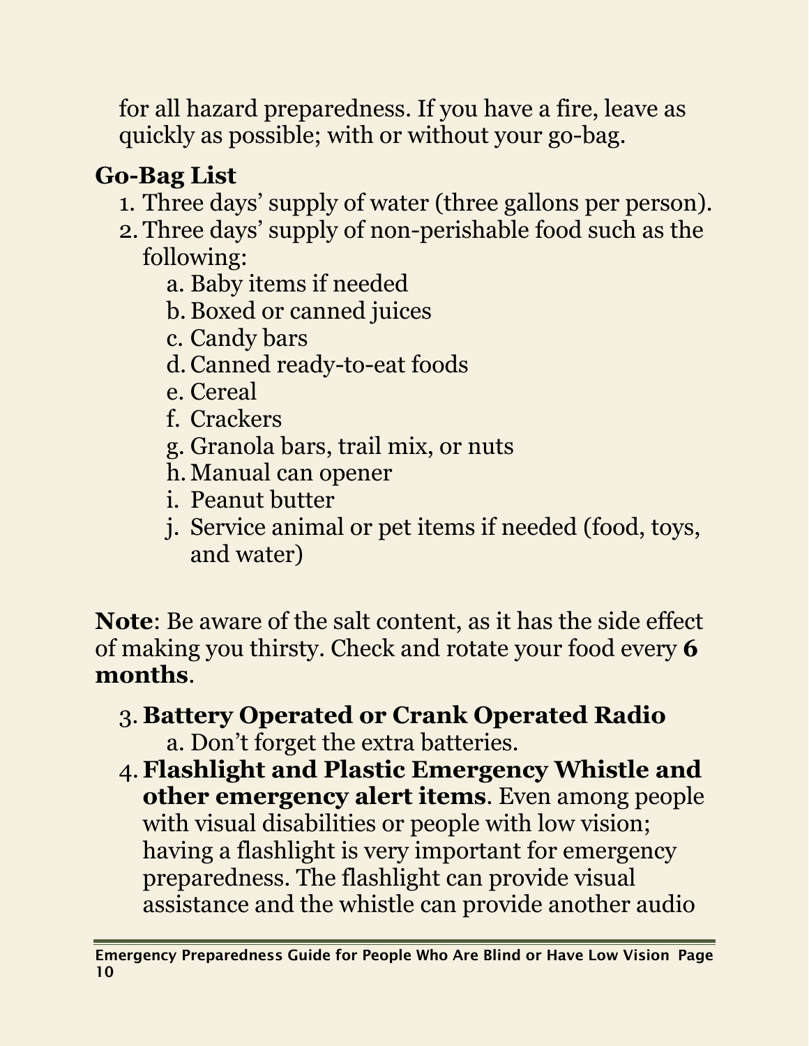for all hazard preparedness. If you have a fire, leave as quickly as possible; with or without your go-bag.

**Go-Bag List**

1. Three days' supply of water (three gallons per person).
2. Three days' supply of non-perishable food such as the following:
   a. Baby items if needed
   b. Boxed or canned juices
   c. Candy bars
   d. Canned ready-to-eat foods
   e. Cereal
   f. Crackers
   g. Granola bars, trail mix, or nuts
   h. Manual can opener
   i. Peanut butter
   j. Service animal or pet items if needed (food, toys, and water)

**Note**: Be aware of the salt content, as it has the side effect of making you thirsty. Check and rotate your food every **6 months**.

3. **Battery Operated or Crank Operated Radio**
   a. Don't forget the extra batteries.
4. **Flashlight and Plastic Emergency Whistle and other emergency alert items**. Even among people with visual disabilities or people with low vision; having a flashlight is very important for emergency preparedness. The flashlight can provide visual assistance and the whistle can provide another audio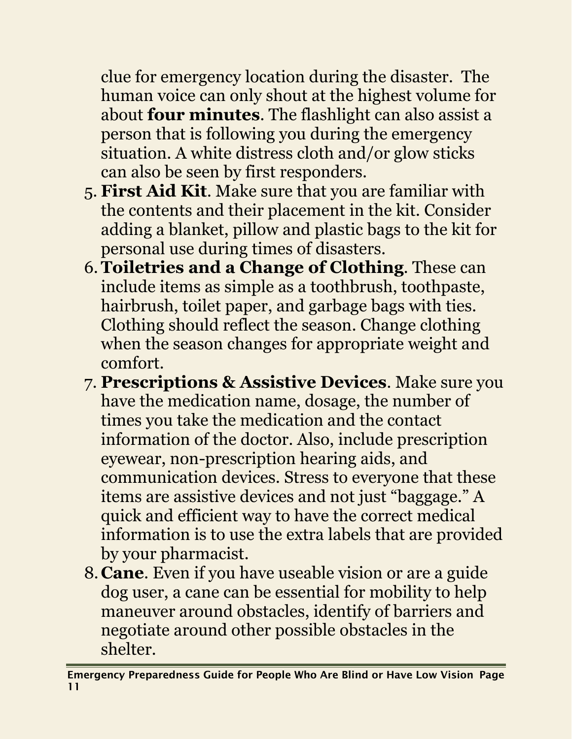clue for emergency location during the disaster. The human voice can only shout at the highest volume for about **four minutes**. The flashlight can also assist a person that is following you during the emergency situation. A white distress cloth and/or glow sticks can also be seen by first responders.

5. **First Aid Kit**. Make sure that you are familiar with the contents and their placement in the kit. Consider adding a blanket, pillow and plastic bags to the kit for personal use during times of disasters.
6. **Toiletries and a Change of Clothing**. These can include items as simple as a toothbrush, toothpaste, hairbrush, toilet paper, and garbage bags with ties. Clothing should reflect the season. Change clothing when the season changes for appropriate weight and comfort.
7. **Prescriptions & Assistive Devices**. Make sure you have the medication name, dosage, the number of times you take the medication and the contact information of the doctor. Also, include prescription eyewear, non-prescription hearing aids, and communication devices. Stress to everyone that these items are assistive devices and not just "baggage." A quick and efficient way to have the correct medical information is to use the extra labels that are provided by your pharmacist.
8. **Cane**. Even if you have useable vision or are a guide dog user, a cane can be essential for mobility to help maneuver around obstacles, identify of barriers and negotiate around other possible obstacles in the shelter.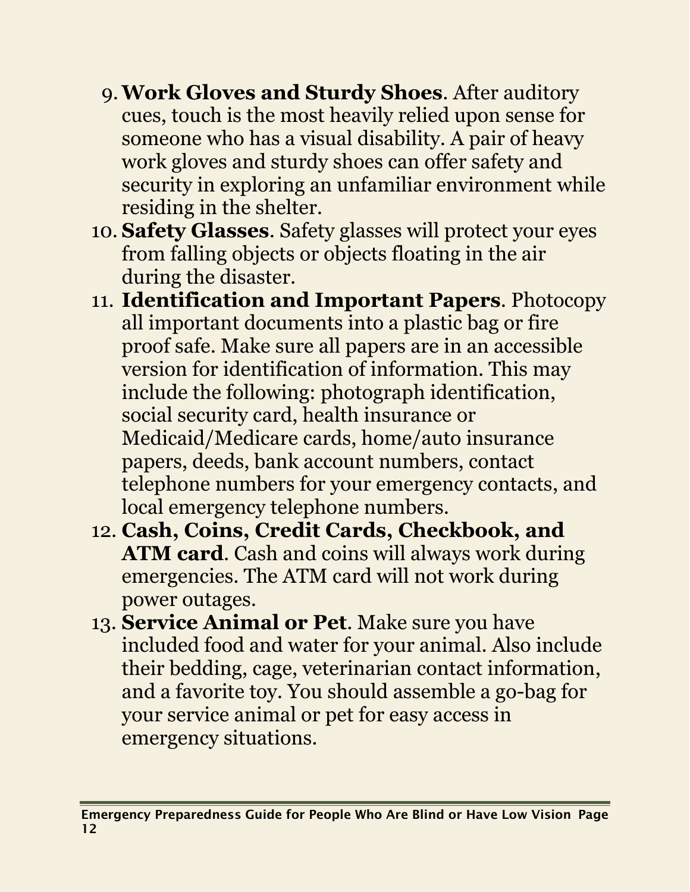9. **Work Gloves and Sturdy Shoes**. After auditory cues, touch is the most heavily relied upon sense for someone who has a visual disability. A pair of heavy work gloves and sturdy shoes can offer safety and security in exploring an unfamiliar environment while residing in the shelter.
10. **Safety Glasses**. Safety glasses will protect your eyes from falling objects or objects floating in the air during the disaster.
11. **Identification and Important Papers**. Photocopy all important documents into a plastic bag or fire proof safe. Make sure all papers are in an accessible version for identification of information. This may include the following: photograph identification, social security card, health insurance or Medicaid/Medicare cards, home/auto insurance papers, deeds, bank account numbers, contact telephone numbers for your emergency contacts, and local emergency telephone numbers.
12. **Cash, Coins, Credit Cards, Checkbook, and ATM card**. Cash and coins will always work during emergencies. The ATM card will not work during power outages.
13. **Service Animal or Pet**. Make sure you have included food and water for your animal. Also include their bedding, cage, veterinarian contact information, and a favorite toy. You should assemble a go-bag for your service animal or pet for easy access in emergency situations.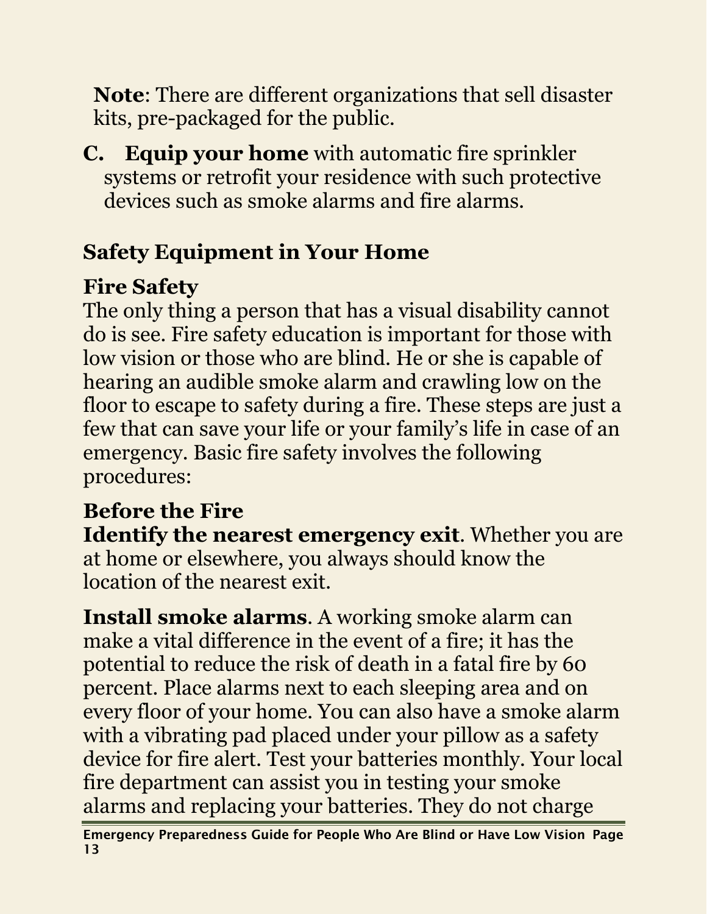**Note**: There are different organizations that sell disaster kits, pre-packaged for the public.

**C. Equip your home** with automatic fire sprinkler systems or retrofit your residence with such protective devices such as smoke alarms and fire alarms.

## Safety Equipment in Your Home

### Fire Safety

The only thing a person that has a visual disability cannot do is see. Fire safety education is important for those with low vision or those who are blind. He or she is capable of hearing an audible smoke alarm and crawling low on the floor to escape to safety during a fire. These steps are just a few that can save your life or your family's life in case of an emergency. Basic fire safety involves the following procedures:

### Before the Fire

**Identify the nearest emergency exit**. Whether you are at home or elsewhere, you always should know the location of the nearest exit.

**Install smoke alarms**. A working smoke alarm can make a vital difference in the event of a fire; it has the potential to reduce the risk of death in a fatal fire by 60 percent. Place alarms next to each sleeping area and on every floor of your home. You can also have a smoke alarm with a vibrating pad placed under your pillow as a safety device for fire alert. Test your batteries monthly. Your local fire department can assist you in testing your smoke alarms and replacing your batteries. They do not charge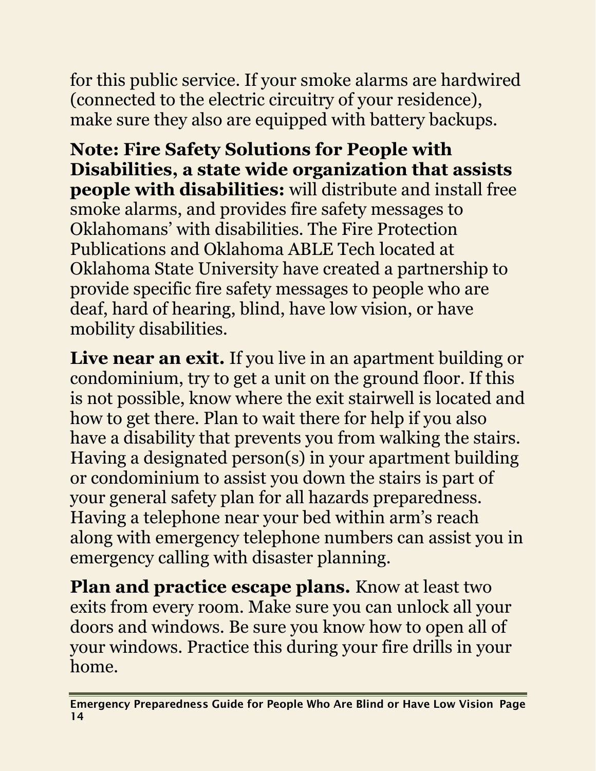for this public service. If your smoke alarms are hardwired (connected to the electric circuitry of your residence), make sure they also are equipped with battery backups.

**Note: Fire Safety Solutions for People with Disabilities, a state wide organization that assists people with disabilities:** will distribute and install free smoke alarms, and provides fire safety messages to Oklahomans' with disabilities. The Fire Protection Publications and Oklahoma ABLE Tech located at Oklahoma State University have created a partnership to provide specific fire safety messages to people who are deaf, hard of hearing, blind, have low vision, or have mobility disabilities.

**Live near an exit.** If you live in an apartment building or condominium, try to get a unit on the ground floor. If this is not possible, know where the exit stairwell is located and how to get there. Plan to wait there for help if you also have a disability that prevents you from walking the stairs. Having a designated person(s) in your apartment building or condominium to assist you down the stairs is part of your general safety plan for all hazards preparedness. Having a telephone near your bed within arm's reach along with emergency telephone numbers can assist you in emergency calling with disaster planning.

**Plan and practice escape plans.** Know at least two exits from every room. Make sure you can unlock all your doors and windows. Be sure you know how to open all of your windows. Practice this during your fire drills in your home.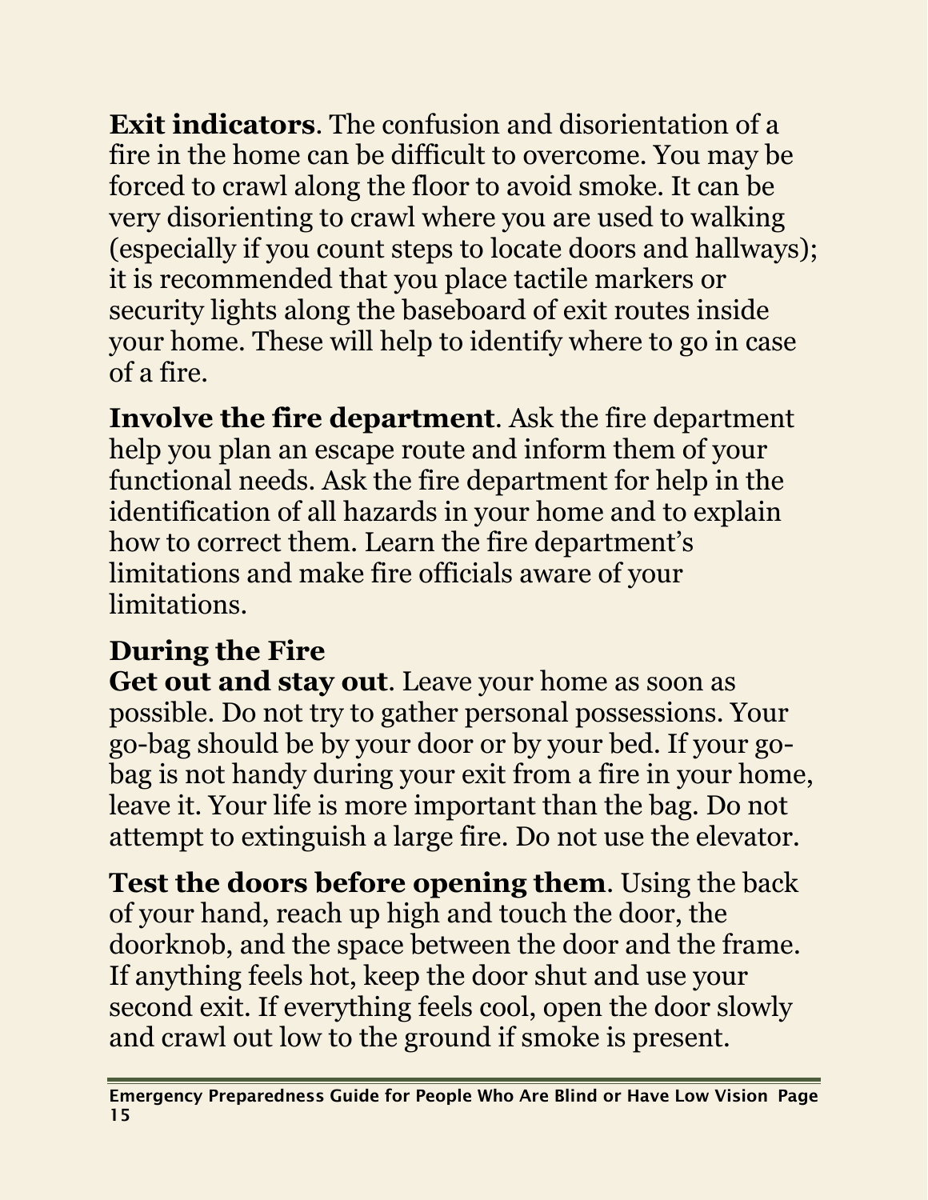**Exit indicators**. The confusion and disorientation of a fire in the home can be difficult to overcome. You may be forced to crawl along the floor to avoid smoke. It can be very disorienting to crawl where you are used to walking (especially if you count steps to locate doors and hallways); it is recommended that you place tactile markers or security lights along the baseboard of exit routes inside your home. These will help to identify where to go in case of a fire.

**Involve the fire department**. Ask the fire department help you plan an escape route and inform them of your functional needs. Ask the fire department for help in the identification of all hazards in your home and to explain how to correct them. Learn the fire department's limitations and make fire officials aware of your limitations.

## During the Fire

**Get out and stay out**. Leave your home as soon as possible. Do not try to gather personal possessions. Your go-bag should be by your door or by your bed. If your go-bag is not handy during your exit from a fire in your home, leave it. Your life is more important than the bag. Do not attempt to extinguish a large fire. Do not use the elevator.

**Test the doors before opening them**. Using the back of your hand, reach up high and touch the door, the doorknob, and the space between the door and the frame. If anything feels hot, keep the door shut and use your second exit. If everything feels cool, open the door slowly and crawl out low to the ground if smoke is present.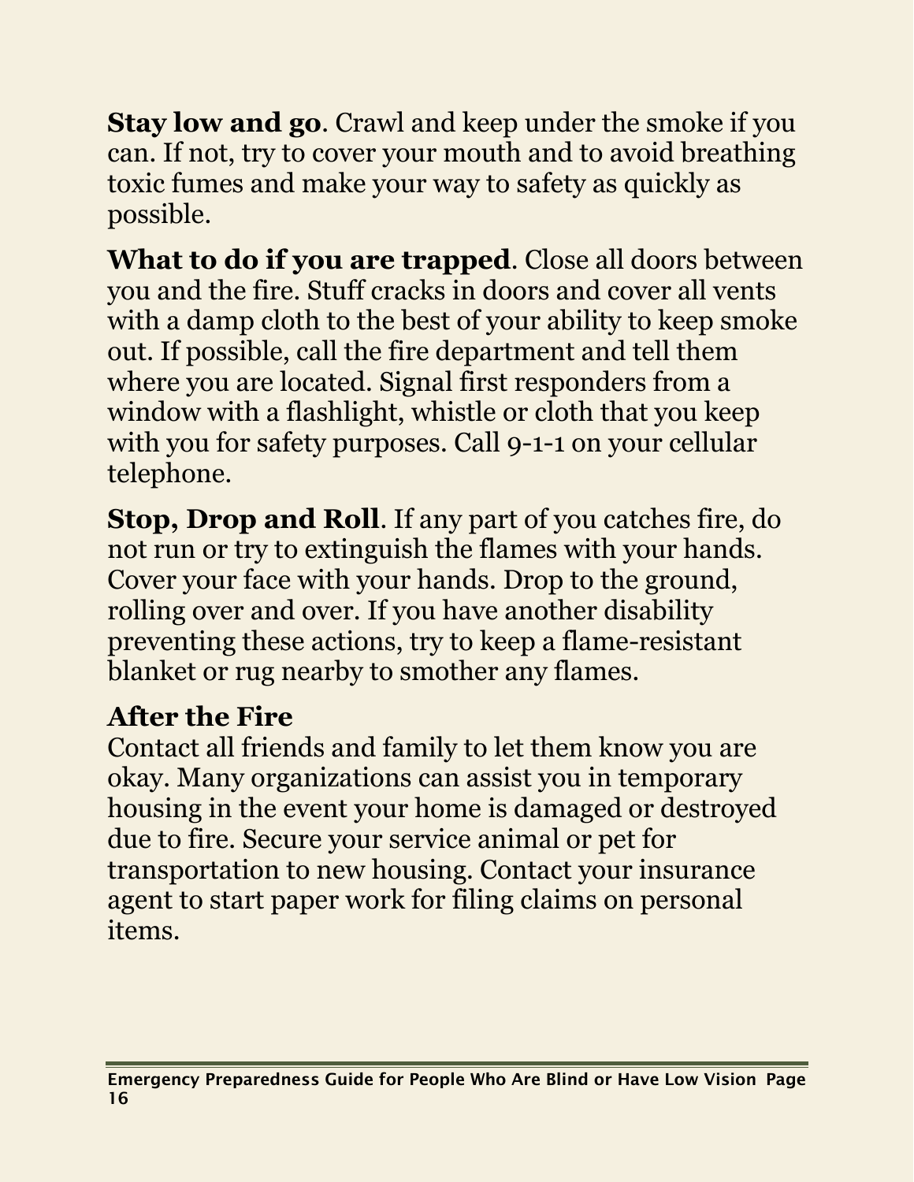**Stay low and go**. Crawl and keep under the smoke if you can. If not, try to cover your mouth and to avoid breathing toxic fumes and make your way to safety as quickly as possible.

**What to do if you are trapped**. Close all doors between you and the fire. Stuff cracks in doors and cover all vents with a damp cloth to the best of your ability to keep smoke out. If possible, call the fire department and tell them where you are located. Signal first responders from a window with a flashlight, whistle or cloth that you keep with you for safety purposes. Call 9-1-1 on your cellular telephone.

**Stop, Drop and Roll**. If any part of you catches fire, do not run or try to extinguish the flames with your hands. Cover your face with your hands. Drop to the ground, rolling over and over. If you have another disability preventing these actions, try to keep a flame-resistant blanket or rug nearby to smother any flames.

## After the Fire

Contact all friends and family to let them know you are okay. Many organizations can assist you in temporary housing in the event your home is damaged or destroyed due to fire. Secure your service animal or pet for transportation to new housing. Contact your insurance agent to start paper work for filing claims on personal items.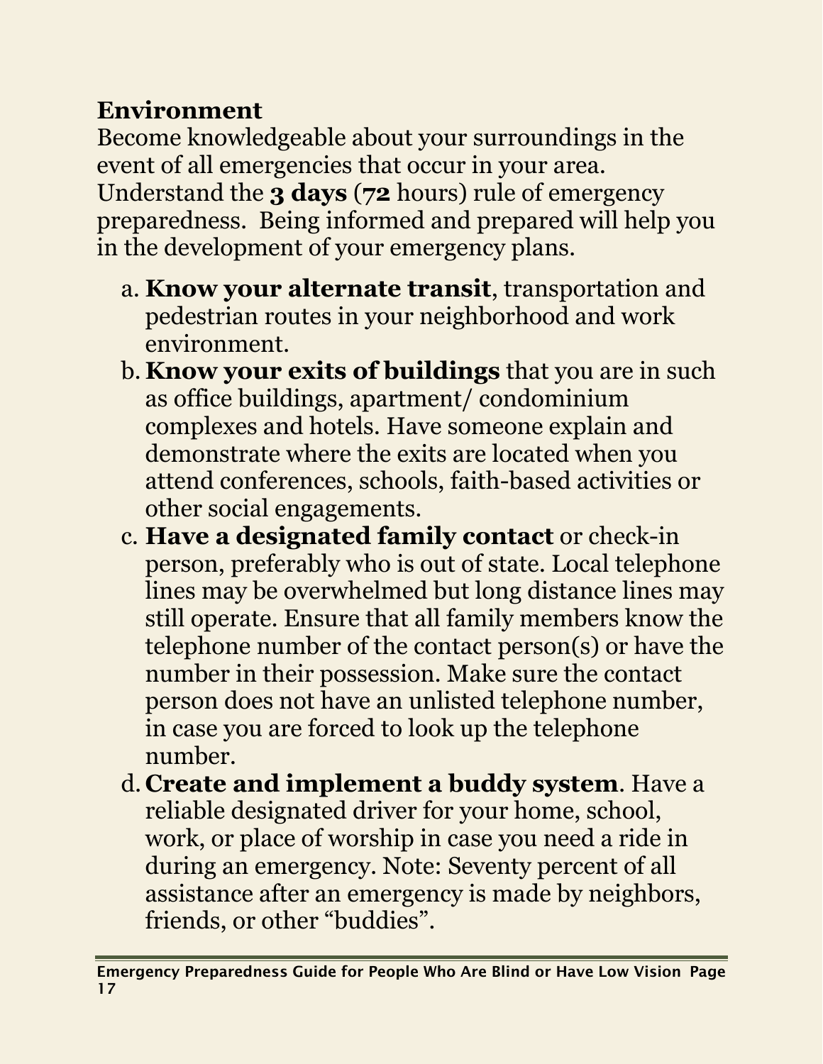## Environment

Become knowledgeable about your surroundings in the event of all emergencies that occur in your area. Understand the **3 days** (**72** hours) rule of emergency preparedness. Being informed and prepared will help you in the development of your emergency plans.

a. **Know your alternate transit**, transportation and pedestrian routes in your neighborhood and work environment.
b. **Know your exits of buildings** that you are in such as office buildings, apartment/ condominium complexes and hotels. Have someone explain and demonstrate where the exits are located when you attend conferences, schools, faith-based activities or other social engagements.
c. **Have a designated family contact** or check-in person, preferably who is out of state. Local telephone lines may be overwhelmed but long distance lines may still operate. Ensure that all family members know the telephone number of the contact person(s) or have the number in their possession. Make sure the contact person does not have an unlisted telephone number, in case you are forced to look up the telephone number.
d. **Create and implement a buddy system**. Have a reliable designated driver for your home, school, work, or place of worship in case you need a ride in during an emergency. Note: Seventy percent of all assistance after an emergency is made by neighbors, friends, or other "buddies".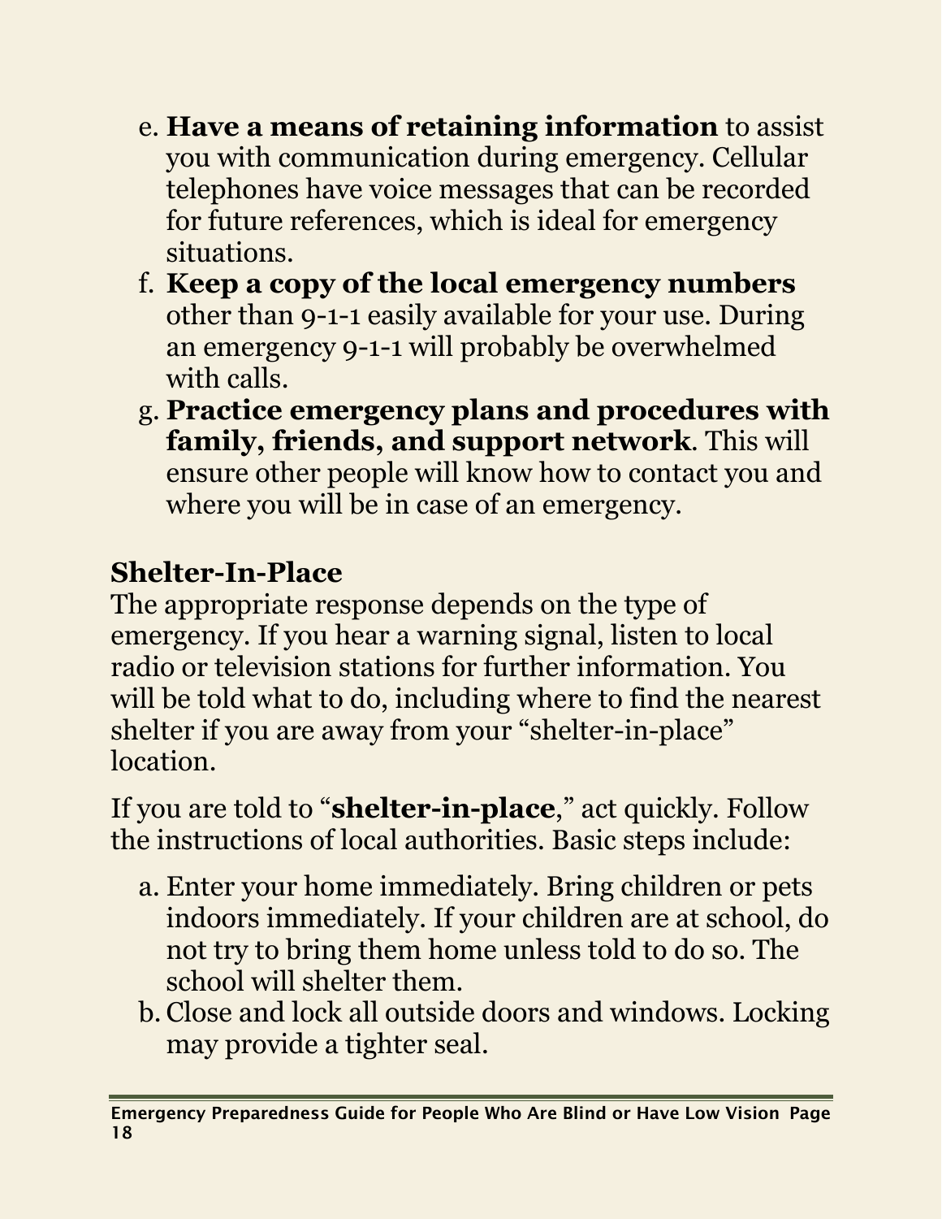e. **Have a means of retaining information** to assist you with communication during emergency. Cellular telephones have voice messages that can be recorded for future references, which is ideal for emergency situations.
f. **Keep a copy of the local emergency numbers** other than 9-1-1 easily available for your use. During an emergency 9-1-1 will probably be overwhelmed with calls.
g. **Practice emergency plans and procedures with family, friends, and support network**. This will ensure other people will know how to contact you and where you will be in case of an emergency.

## Shelter-In-Place

The appropriate response depends on the type of emergency. If you hear a warning signal, listen to local radio or television stations for further information. You will be told what to do, including where to find the nearest shelter if you are away from your "shelter-in-place" location.

If you are told to "**shelter-in-place**," act quickly. Follow the instructions of local authorities. Basic steps include:

a. Enter your home immediately. Bring children or pets indoors immediately. If your children are at school, do not try to bring them home unless told to do so. The school will shelter them.
b. Close and lock all outside doors and windows. Locking may provide a tighter seal.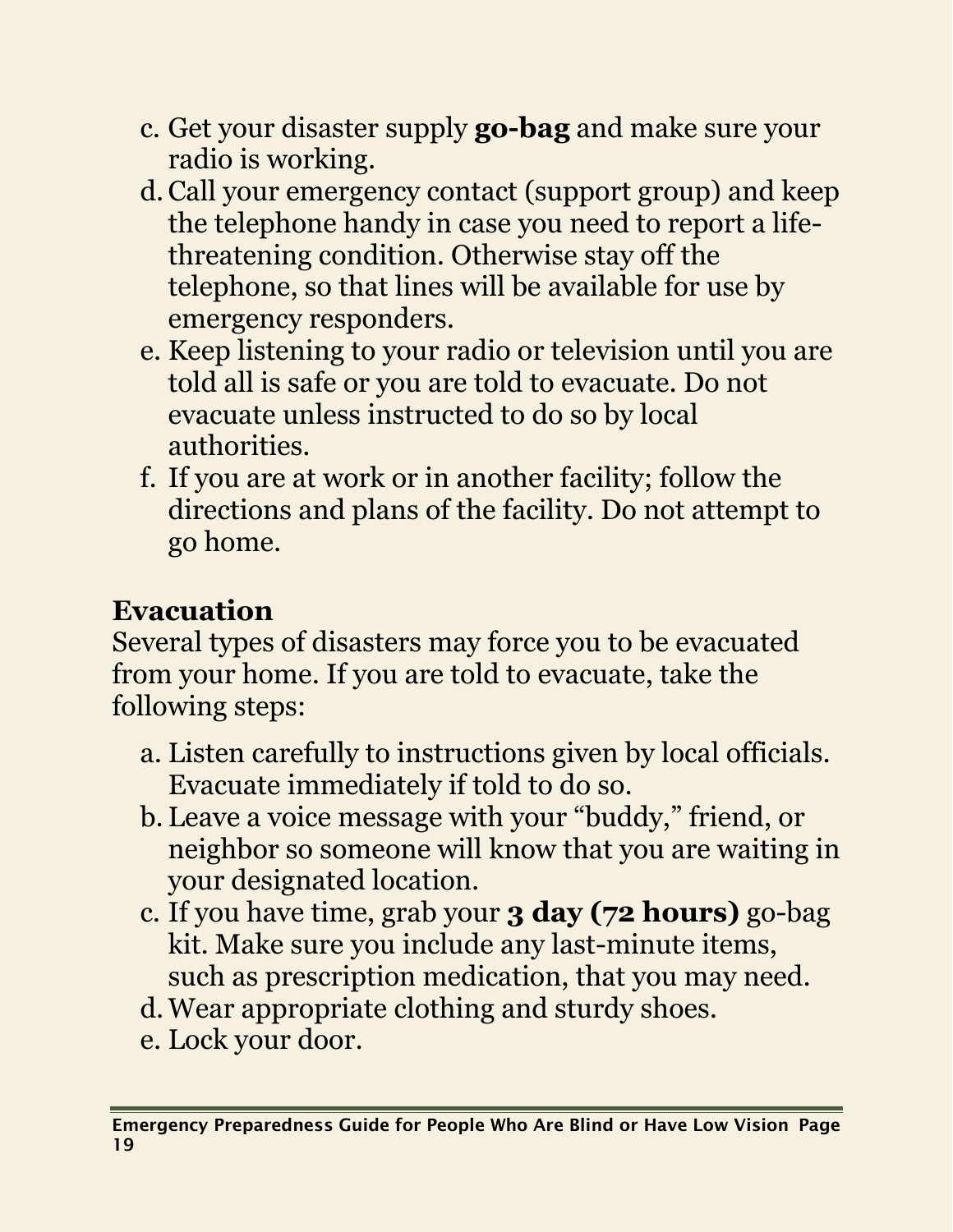c. Get your disaster supply **go-bag** and make sure your radio is working.
d. Call your emergency contact (support group) and keep the telephone handy in case you need to report a life-threatening condition. Otherwise stay off the telephone, so that lines will be available for use by emergency responders.
e. Keep listening to your radio or television until you are told all is safe or you are told to evacuate. Do not evacuate unless instructed to do so by local authorities.
f. If you are at work or in another facility; follow the directions and plans of the facility. Do not attempt to go home.

## Evacuation

Several types of disasters may force you to be evacuated from your home. If you are told to evacuate, take the following steps:

a. Listen carefully to instructions given by local officials. Evacuate immediately if told to do so.
b. Leave a voice message with your "buddy," friend, or neighbor so someone will know that you are waiting in your designated location.
c. If you have time, grab your **3 day (72 hours)** go-bag kit. Make sure you include any last-minute items, such as prescription medication, that you may need.
d. Wear appropriate clothing and sturdy shoes.
e. Lock your door.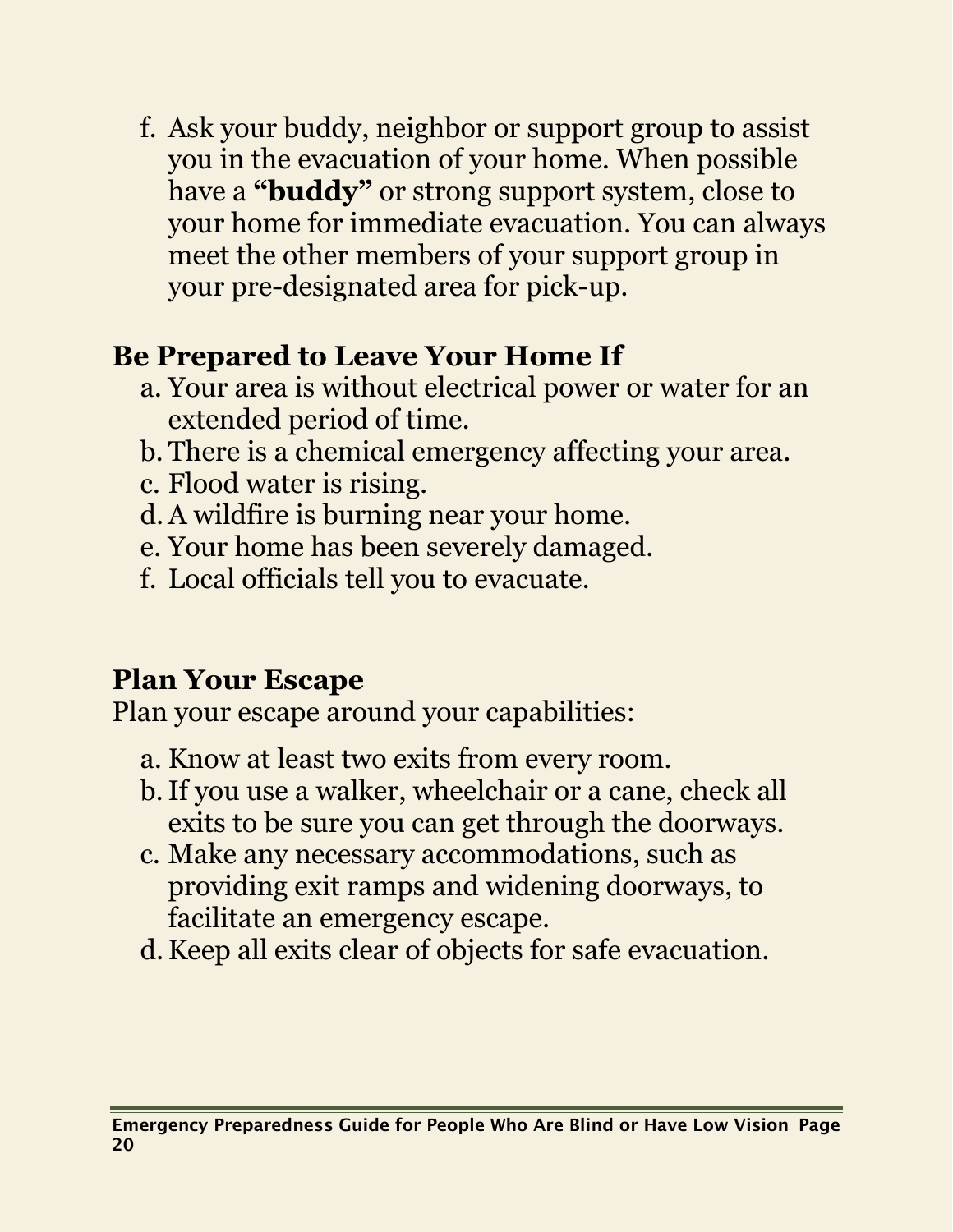f. Ask your buddy, neighbor or support group to assist you in the evacuation of your home. When possible have a **"buddy"** or strong support system, close to your home for immediate evacuation. You can always meet the other members of your support group in your pre-designated area for pick-up.

## Be Prepared to Leave Your Home If

a. Your area is without electrical power or water for an extended period of time.
b. There is a chemical emergency affecting your area.
c. Flood water is rising.
d. A wildfire is burning near your home.
e. Your home has been severely damaged.
f. Local officials tell you to evacuate.

## Plan Your Escape

Plan your escape around your capabilities:

a. Know at least two exits from every room.
b. If you use a walker, wheelchair or a cane, check all exits to be sure you can get through the doorways.
c. Make any necessary accommodations, such as providing exit ramps and widening doorways, to facilitate an emergency escape.
d. Keep all exits clear of objects for safe evacuation.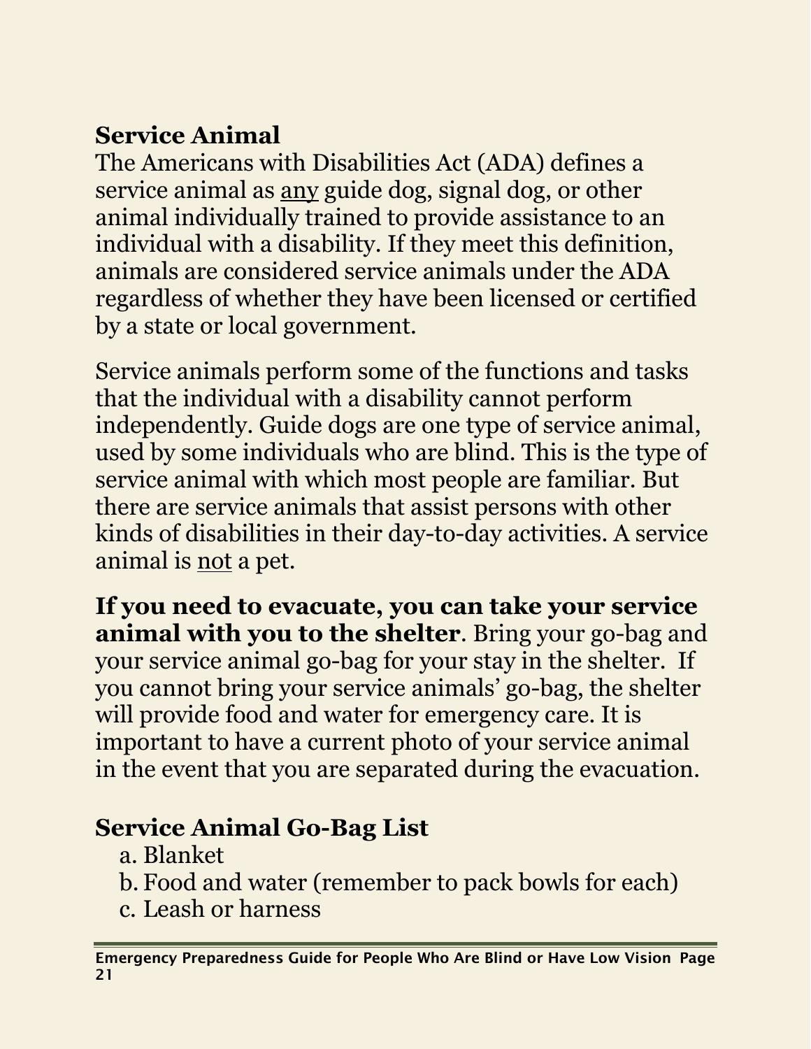## Service Animal

The Americans with Disabilities Act (ADA) defines a service animal as <u>any</u> guide dog, signal dog, or other animal individually trained to provide assistance to an individual with a disability. If they meet this definition, animals are considered service animals under the ADA regardless of whether they have been licensed or certified by a state or local government.

Service animals perform some of the functions and tasks that the individual with a disability cannot perform independently. Guide dogs are one type of service animal, used by some individuals who are blind. This is the type of service animal with which most people are familiar. But there are service animals that assist persons with other kinds of disabilities in their day-to-day activities. A service animal is <u>not</u> a pet.

**If you need to evacuate, you can take your service animal with you to the shelter**. Bring your go-bag and your service animal go-bag for your stay in the shelter. If you cannot bring your service animals' go-bag, the shelter will provide food and water for emergency care. It is important to have a current photo of your service animal in the event that you are separated during the evacuation.

## Service Animal Go-Bag List

a. Blanket
b. Food and water (remember to pack bowls for each)
c. Leash or harness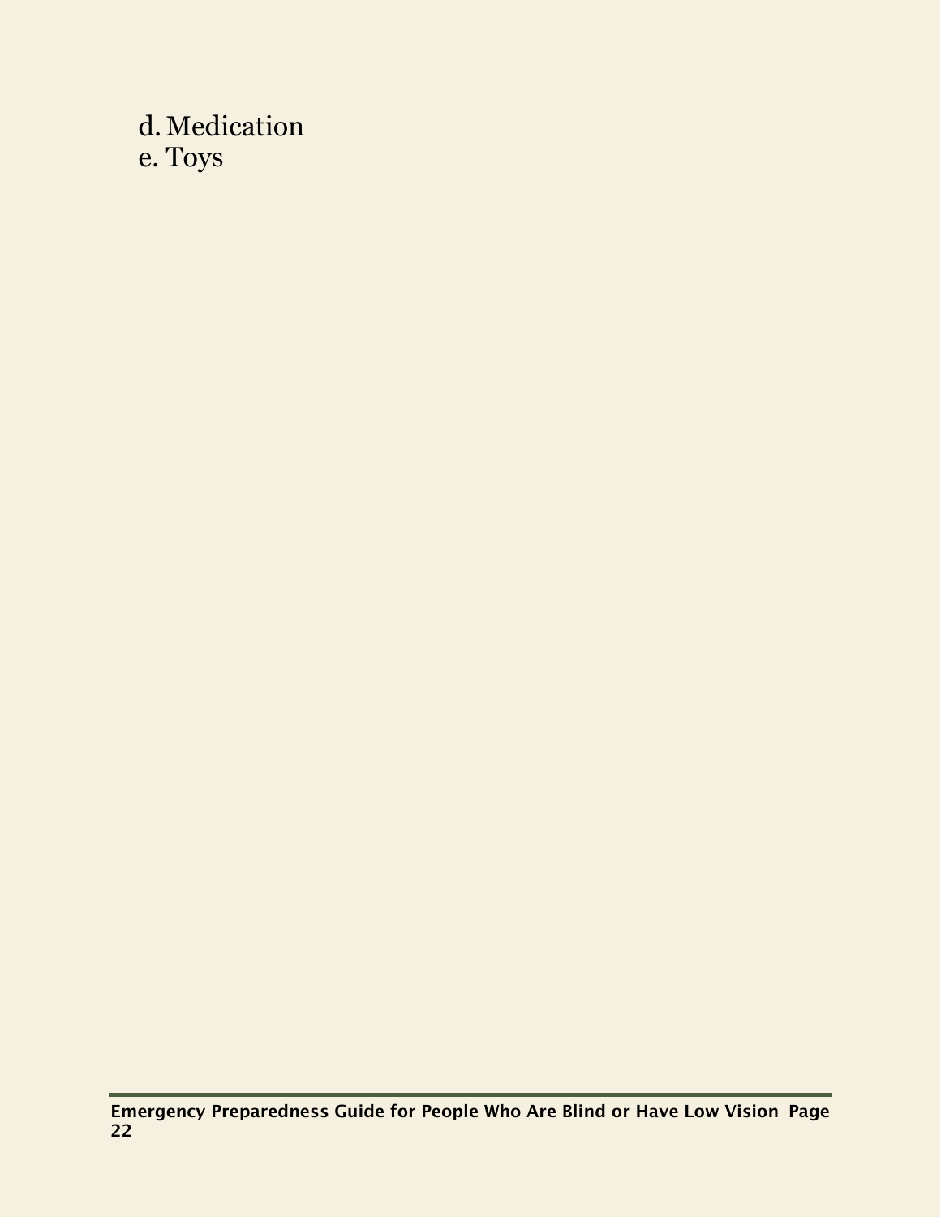d. Medication
e. Toys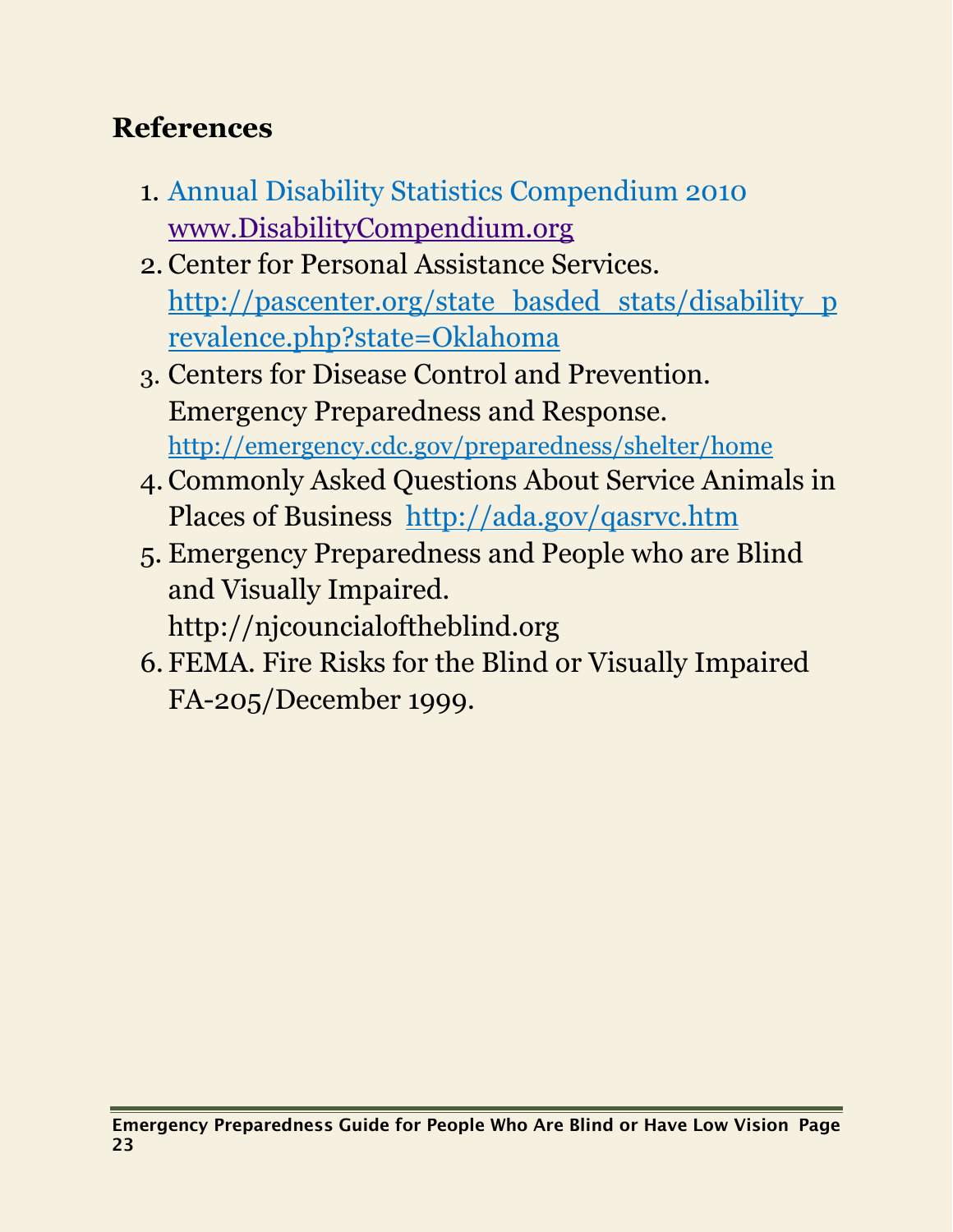## References

1. Annual Disability Statistics Compendium 2010 www.DisabilityCompendium.org
2. Center for Personal Assistance Services. http://pascenter.org/state_basded_stats/disability_prevalence.php?state=Oklahoma
3. Centers for Disease Control and Prevention. Emergency Preparedness and Response. http://emergency.cdc.gov/preparedness/shelter/home
4. Commonly Asked Questions About Service Animals in Places of Business http://ada.gov/qasrvc.htm
5. Emergency Preparedness and People who are Blind and Visually Impaired. http://njcouncialoftheblind.org
6. FEMA. Fire Risks for the Blind or Visually Impaired FA-205/December 1999.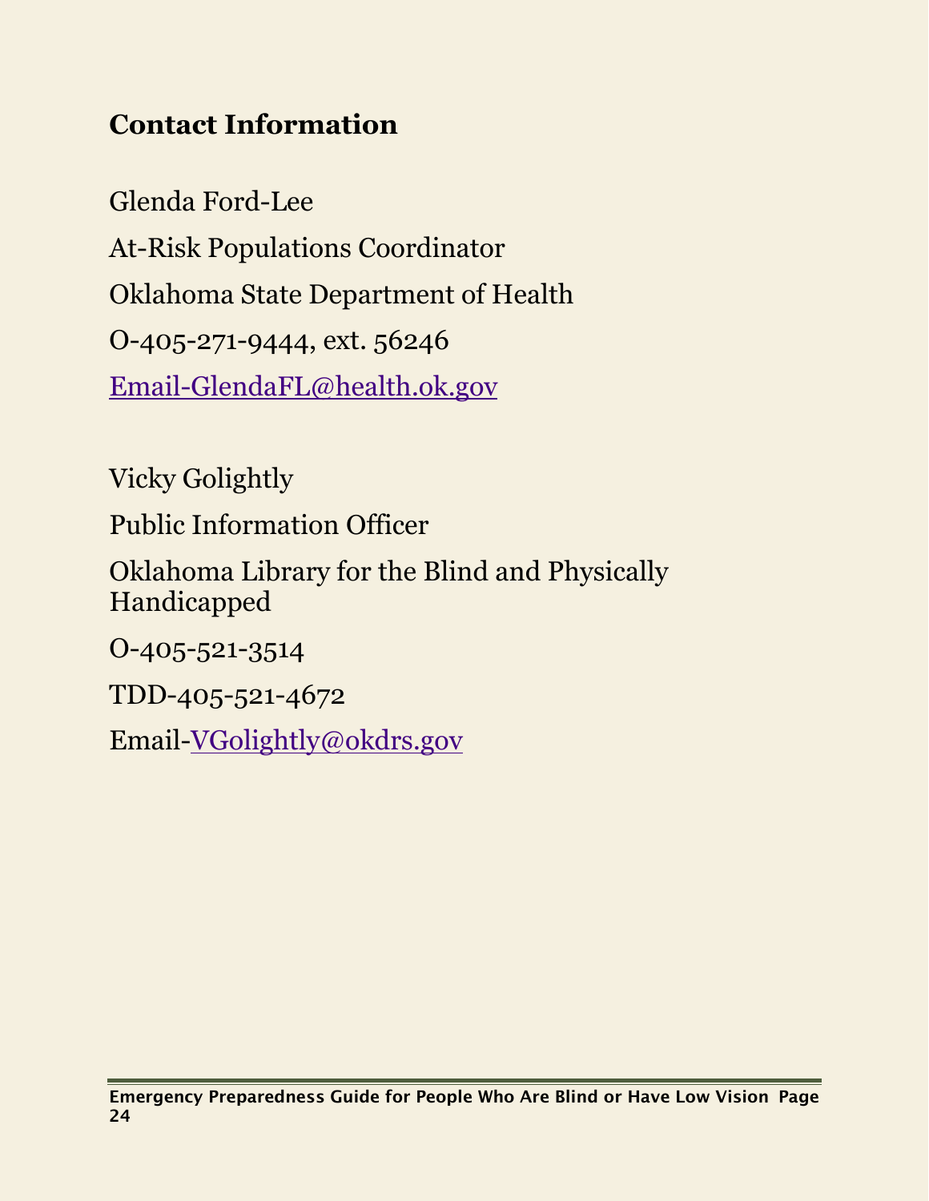## Contact Information

Glenda Ford-Lee

At-Risk Populations Coordinator

Oklahoma State Department of Health

O-405-271-9444, ext. 56246

Email-GlendaFL@health.ok.gov

Vicky Golightly

Public Information Officer

Oklahoma Library for the Blind and Physically Handicapped

O-405-521-3514

TDD-405-521-4672

Email-VGolightly@okdrs.gov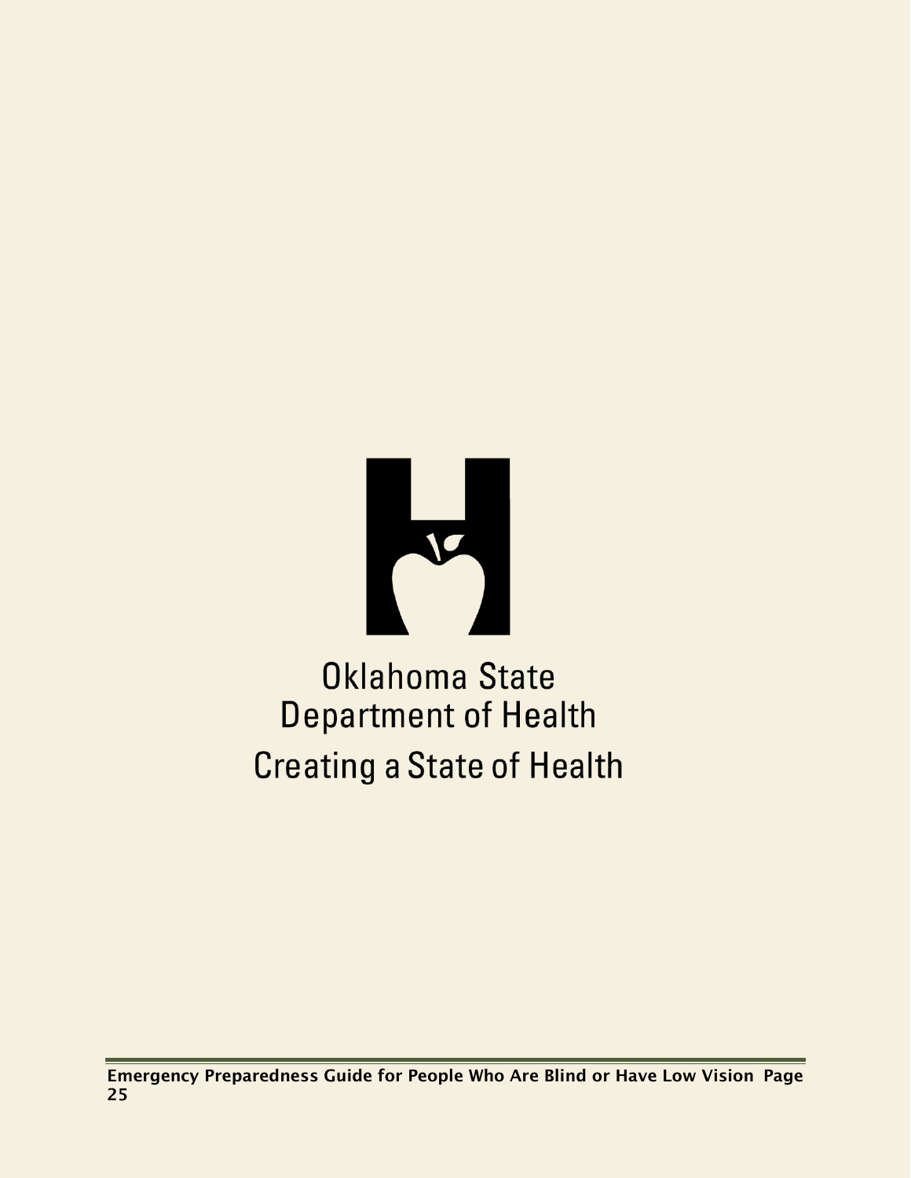Oklahoma State
Department of Health
Creating a State of Health